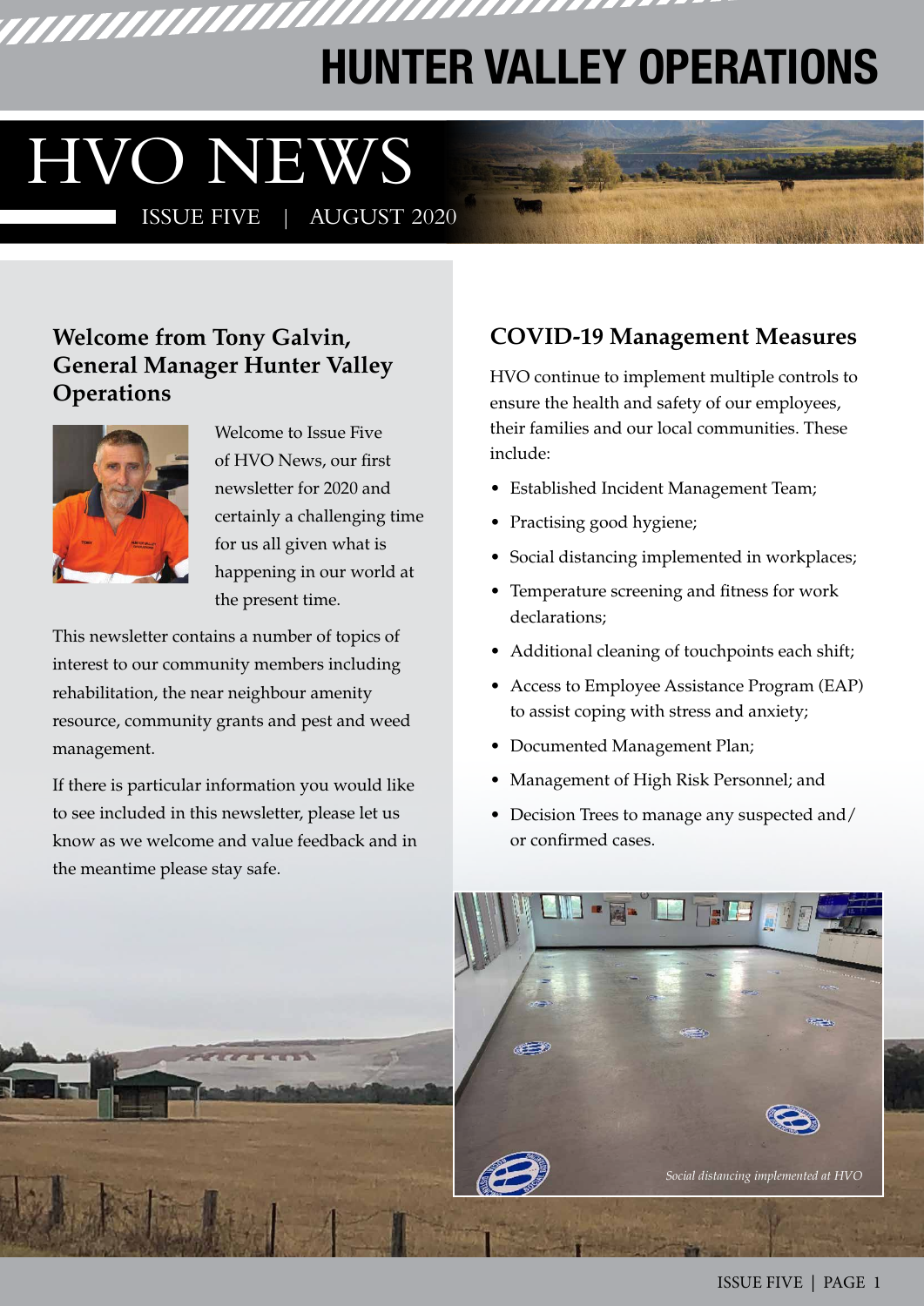# HUNTER VALLEY OPERATIONS

# HVO NEWS

ISSUE FIVE | AUGUST 2020

## Welcome from Tony Galvin, General Manager Hunter Valley Operations

Welcome to Issue Five of HVO News, our first newsletter for 2020 and certainly a challenging time for us all given what is happening in our world at the present time.

This newsletter contains a number of topics of interest to our community members including rehabilitation, the near neighbour amenity resource, community grants and pest and weed management.

If there is particular information you would like to see included in this newsletter, please let us know as we welcome and value feedback and in the meantime please stay safe.

## COVID-19 Management Measures

HVO continue to implement multiple controls to ensure the health and safety of our employees, their families and our local communities. These include:

- Established Incident Management Team;
- Practising good hygiene;
- Social distancing implemented in workplaces;
- Temperature screening and fitness for work declarations;
- Additional cleaning of touchpoints each shift;
- Access to Employee Assistance Program (EAP) to assist coping with stress and anxiety;
- Documented Management Plan;
- Management of High Risk Personnel; and
- Decision Trees to manage any suspected and/or confirmed cases.

*Social distancing implemented at HVO*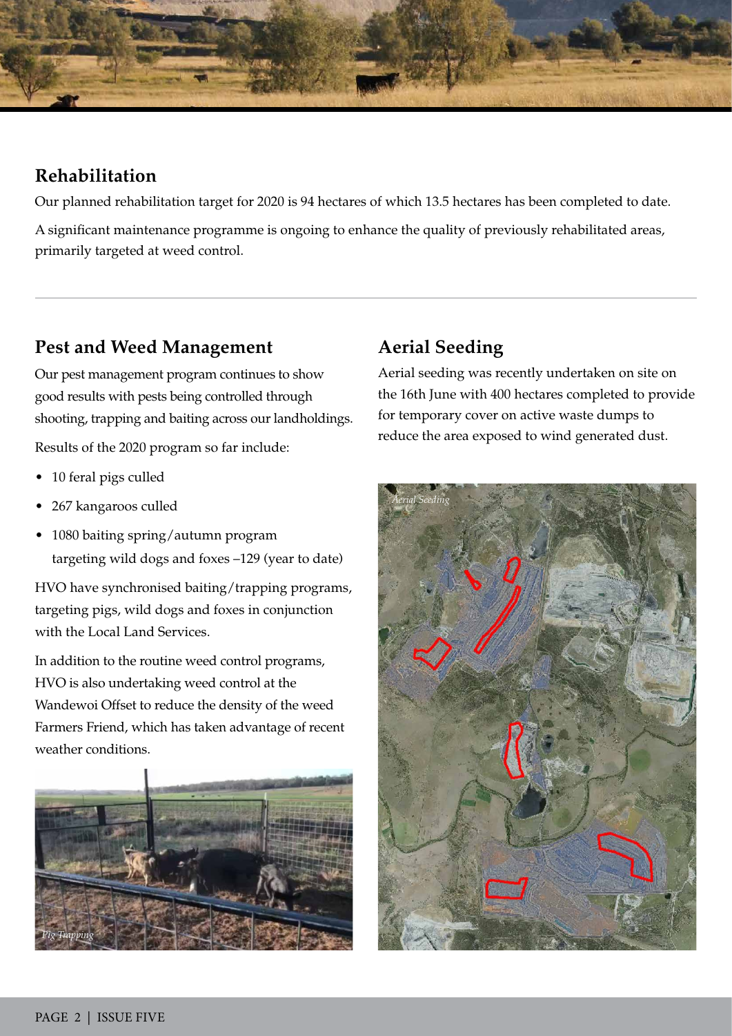## Rehabilitation

Our planned rehabilitation target for 2020 is 94 hectares of which 13.5 hectares has been completed to date.

A significant maintenance programme is ongoing to enhance the quality of previously rehabilitated areas, primarily targeted at weed control.

## Pest and Weed Management

Our pest management program continues to show good results with pests being controlled through shooting, trapping and baiting across our landholdings.

Results of the 2020 program so far include:

- 10 feral pigs culled
- 267 kangaroos culled
- 1080 baiting spring/autumn program targeting wild dogs and foxes –129 (year to date)

HVO have synchronised baiting/trapping programs, targeting pigs, wild dogs and foxes in conjunction with the Local Land Services.

In addition to the routine weed control programs, HVO is also undertaking weed control at the Wandewoi Offset to reduce the density of the weed Farmers Friend, which has taken advantage of recent weather conditions.

*Pig Trapping*

## Aerial Seeding

Aerial seeding was recently undertaken on site on the 16th June with 400 hectares completed to provide for temporary cover on active waste dumps to reduce the area exposed to wind generated dust.

*Aerial Seeding*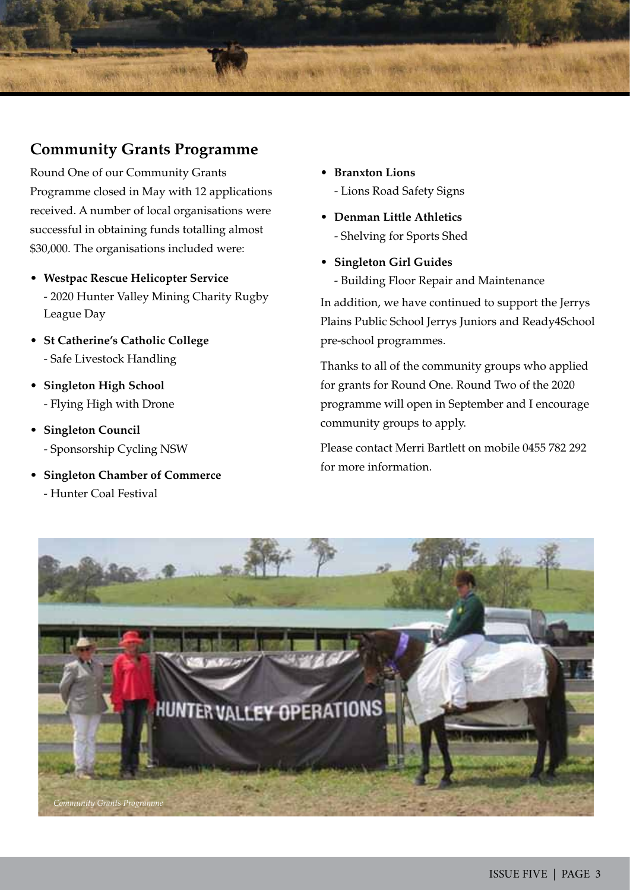## Community Grants Programme

Round One of our Community Grants Programme closed in May with 12 applications received. A number of local organisations were successful in obtaining funds totalling almost $30,000. The organisations included were:

- **Westpac Rescue Helicopter Service**
  - 2020 Hunter Valley Mining Charity Rugby League Day
- **St Catherine's Catholic College**
  - Safe Livestock Handling
- **Singleton High School**
  - Flying High with Drone
- **Singleton Council**
  - Sponsorship Cycling NSW
- **Singleton Chamber of Commerce**
  - Hunter Coal Festival
- **Branxton Lions**
  - Lions Road Safety Signs
- **Denman Little Athletics**
  - Shelving for Sports Shed
- **Singleton Girl Guides**
  - Building Floor Repair and Maintenance

In addition, we have continued to support the Jerrys Plains Public School Jerrys Juniors and Ready4School pre-school programmes.

Thanks to all of the community groups who applied for grants for Round One. Round Two of the 2020 programme will open in September and I encourage community groups to apply.

Please contact Merri Bartlett on mobile 0455 782 292 for more information.

*Community Grants Programme*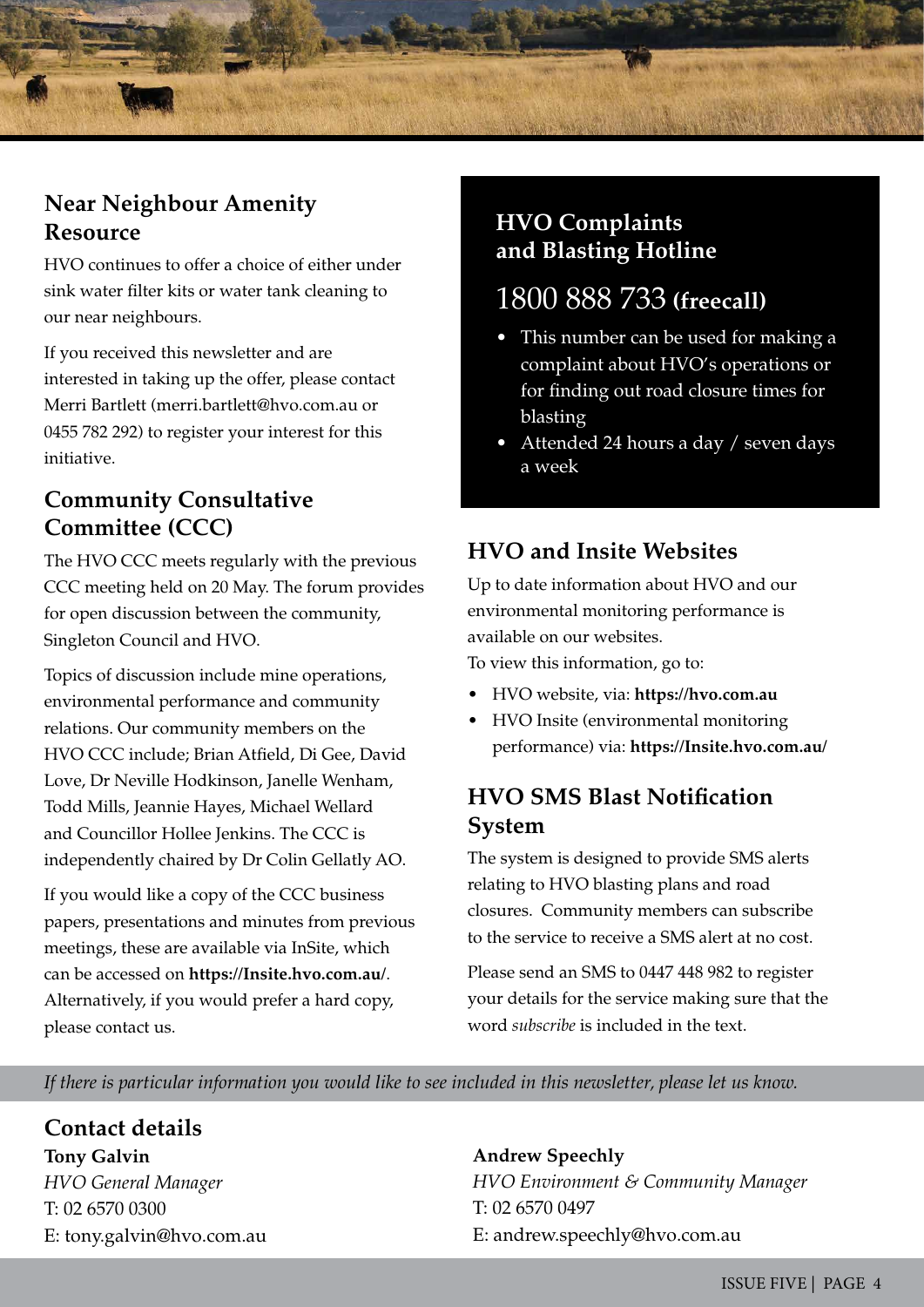## Near Neighbour Amenity Resource

HVO continues to offer a choice of either under sink water filter kits or water tank cleaning to our near neighbours.

If you received this newsletter and are interested in taking up the offer, please contact Merri Bartlett (merri.bartlett@hvo.com.au or 0455 782 292) to register your interest for this initiative.

## Community Consultative Committee (CCC)

The HVO CCC meets regularly with the previous CCC meeting held on 20 May. The forum provides for open discussion between the community, Singleton Council and HVO.

Topics of discussion include mine operations, environmental performance and community relations. Our community members on the HVO CCC include; Brian Atfield, Di Gee, David Love, Dr Neville Hodkinson, Janelle Wenham, Todd Mills, Jeannie Hayes, Michael Wellard and Councillor Hollee Jenkins. The CCC is independently chaired by Dr Colin Gellatly AO.

If you would like a copy of the CCC business papers, presentations and minutes from previous meetings, these are available via InSite, which can be accessed on **https://Insite.hvo.com.au/**. Alternatively, if you would prefer a hard copy, please contact us.

## HVO Complaints and Blasting Hotline

1800 888 733 **(freecall)**

- This number can be used for making a complaint about HVO's operations or for finding out road closure times for blasting
- Attended 24 hours a day / seven days a week

## HVO and Insite Websites

Up to date information about HVO and our environmental monitoring performance is available on our websites.
To view this information, go to:

- HVO website, via: **https://hvo.com.au**
- HVO Insite (environmental monitoring performance) via: **https://Insite.hvo.com.au/**

## HVO SMS Blast Notification System

The system is designed to provide SMS alerts relating to HVO blasting plans and road closures. Community members can subscribe to the service to receive a SMS alert at no cost.

Please send an SMS to 0447 448 982 to register your details for the service making sure that the word *subscribe* is included in the text.

*If there is particular information you would like to see included in this newsletter, please let us know.*

## Contact details

**Tony Galvin**
*HVO General Manager*
T: 02 6570 0300
E: tony.galvin@hvo.com.au

**Andrew Speechly**
*HVO Environment & Community Manager*
T: 02 6570 0497
E: andrew.speechly@hvo.com.au